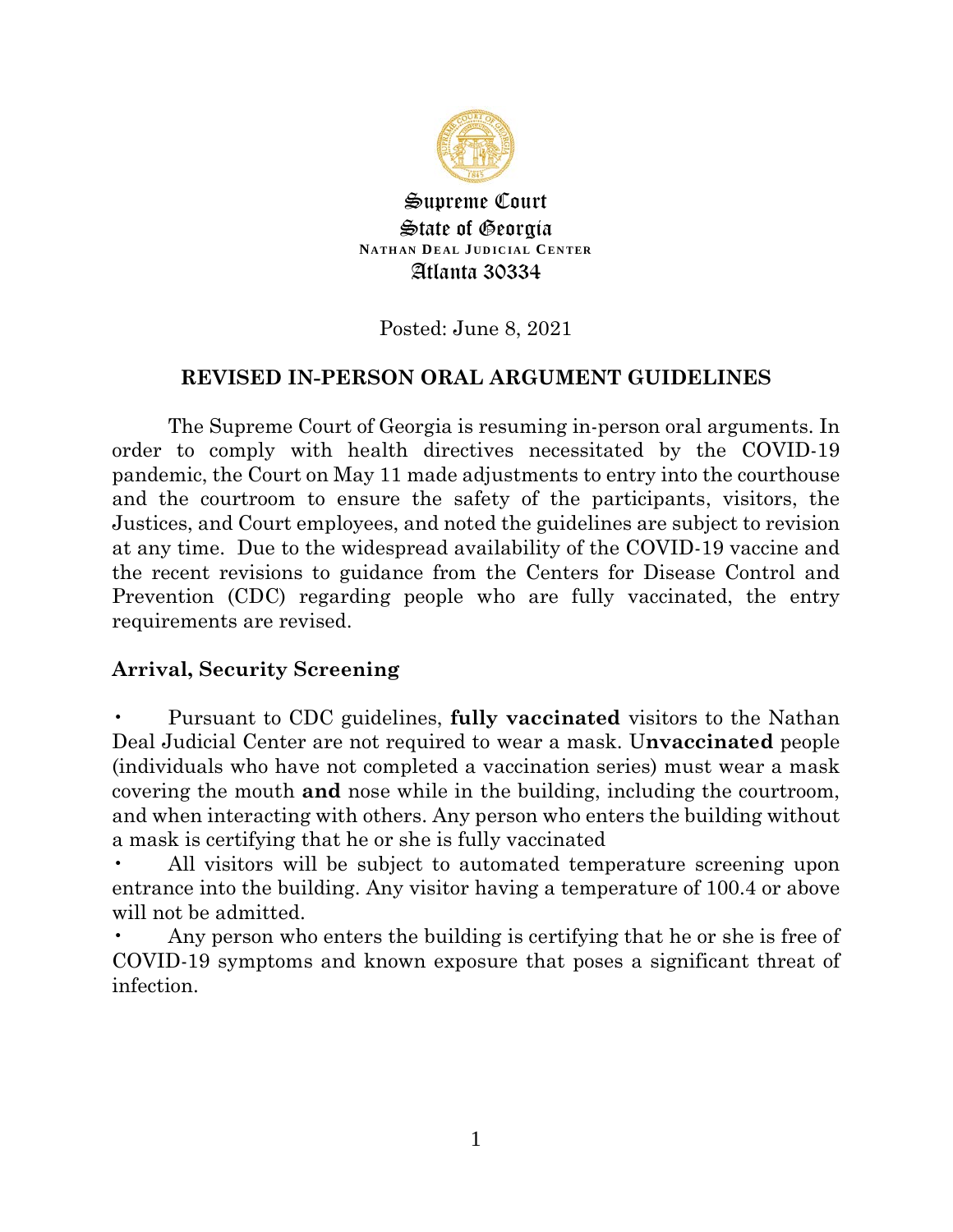Supreme Court

State of Georgia

**NATHAN DEAL JUDICIAL CENTER**

Atlanta 30334

Posted: June 8, 2021

## REVISED IN-PERSON ORAL ARGUMENT GUIDELINES

The Supreme Court of Georgia is resuming in-person oral arguments. In order to comply with health directives necessitated by the COVID-19 pandemic, the Court on May 11 made adjustments to entry into the courthouse and the courtroom to ensure the safety of the participants, visitors, the Justices, and Court employees, and noted the guidelines are subject to revision at any time. Due to the widespread availability of the COVID-19 vaccine and the recent revisions to guidance from the Centers for Disease Control and Prevention (CDC) regarding people who are fully vaccinated, the entry requirements are revised.

### Arrival, Security Screening

- Pursuant to CDC guidelines, **fully vaccinated** visitors to the Nathan Deal Judicial Center are not required to wear a mask. U**nvaccinated** people (individuals who have not completed a vaccination series) must wear a mask covering the mouth **and** nose while in the building, including the courtroom, and when interacting with others. Any person who enters the building without a mask is certifying that he or she is fully vaccinated
- All visitors will be subject to automated temperature screening upon entrance into the building. Any visitor having a temperature of 100.4 or above will not be admitted.
- Any person who enters the building is certifying that he or she is free of COVID-19 symptoms and known exposure that poses a significant threat of infection.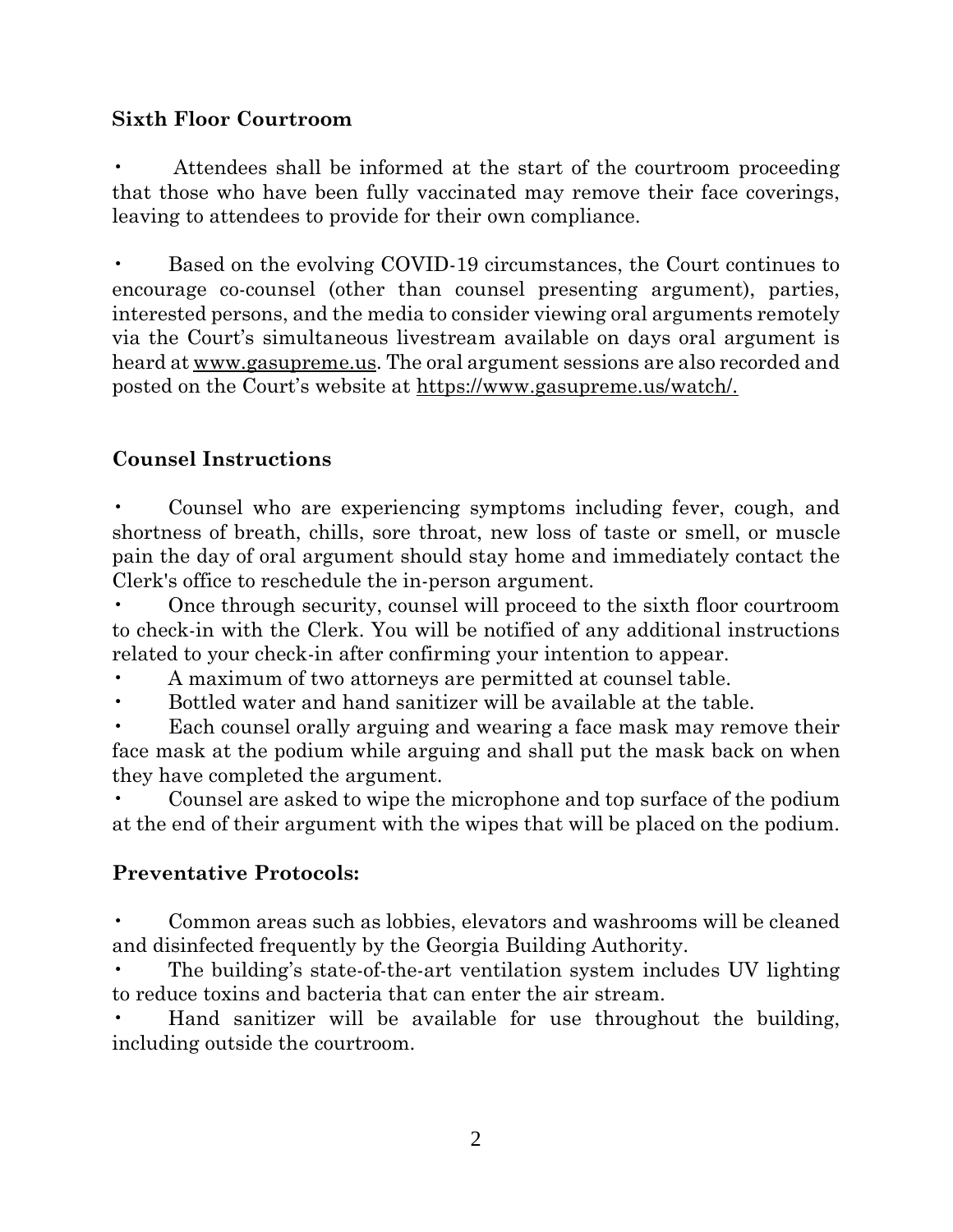**Sixth Floor Courtroom**

- Attendees shall be informed at the start of the courtroom proceeding that those who have been fully vaccinated may remove their face coverings, leaving to attendees to provide for their own compliance.

- Based on the evolving COVID-19 circumstances, the Court continues to encourage co-counsel (other than counsel presenting argument), parties, interested persons, and the media to consider viewing oral arguments remotely via the Court's simultaneous livestream available on days oral argument is heard at www.gasupreme.us. The oral argument sessions are also recorded and posted on the Court's website at https://www.gasupreme.us/watch/.

**Counsel Instructions**

- Counsel who are experiencing symptoms including fever, cough, and shortness of breath, chills, sore throat, new loss of taste or smell, or muscle pain the day of oral argument should stay home and immediately contact the Clerk's office to reschedule the in-person argument.
- Once through security, counsel will proceed to the sixth floor courtroom to check-in with the Clerk. You will be notified of any additional instructions related to your check-in after confirming your intention to appear.
- A maximum of two attorneys are permitted at counsel table.
- Bottled water and hand sanitizer will be available at the table.
- Each counsel orally arguing and wearing a face mask may remove their face mask at the podium while arguing and shall put the mask back on when they have completed the argument.
- Counsel are asked to wipe the microphone and top surface of the podium at the end of their argument with the wipes that will be placed on the podium.

**Preventative Protocols:**

- Common areas such as lobbies, elevators and washrooms will be cleaned and disinfected frequently by the Georgia Building Authority.
- The building's state-of-the-art ventilation system includes UV lighting to reduce toxins and bacteria that can enter the air stream.
- Hand sanitizer will be available for use throughout the building, including outside the courtroom.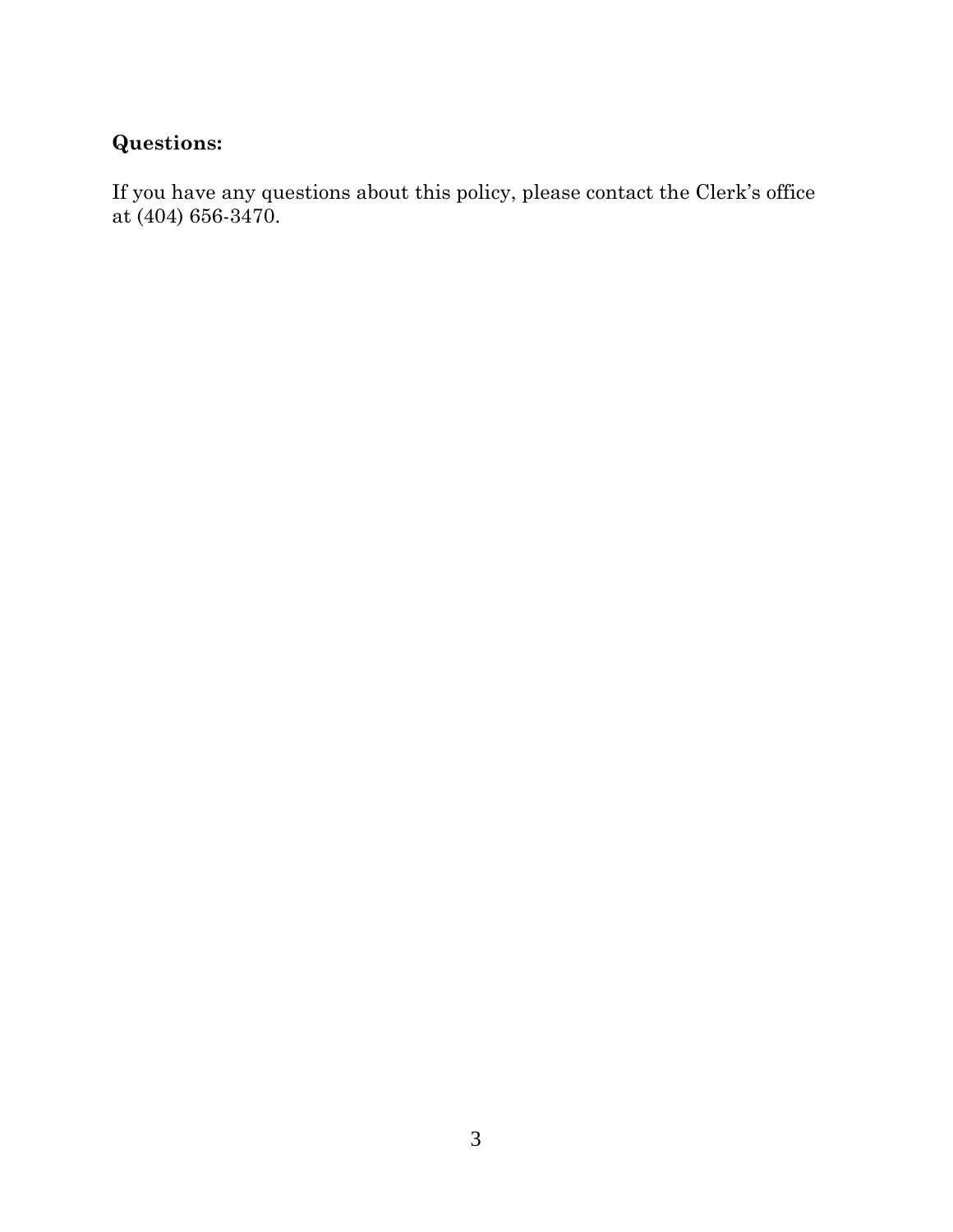**Questions:**

If you have any questions about this policy, please contact the Clerk's office at (404) 656-3470.